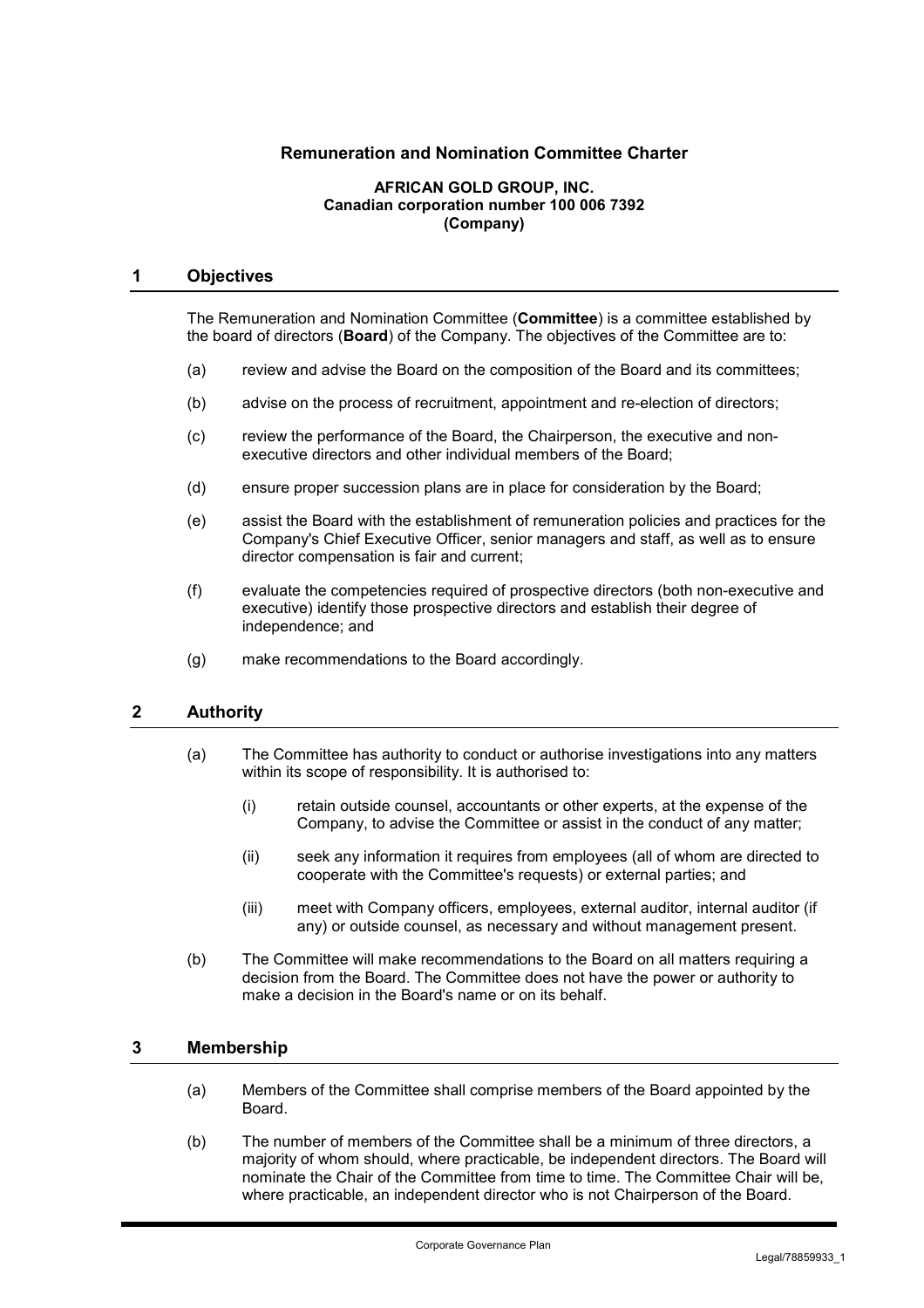# Remuneration and Nomination Committee Charter

**AFRICAN GOLD GROUP, INC.**
**Canadian corporation number 100 006 7392**
**(Company)**

## 1 Objectives

The Remuneration and Nomination Committee (**Committee**) is a committee established by the board of directors (**Board**) of the Company. The objectives of the Committee are to:

(a) review and advise the Board on the composition of the Board and its committees;

(b) advise on the process of recruitment, appointment and re-election of directors;

(c) review the performance of the Board, the Chairperson, the executive and non-executive directors and other individual members of the Board;

(d) ensure proper succession plans are in place for consideration by the Board;

(e) assist the Board with the establishment of remuneration policies and practices for the Company's Chief Executive Officer, senior managers and staff, as well as to ensure director compensation is fair and current;

(f) evaluate the competencies required of prospective directors (both non-executive and executive) identify those prospective directors and establish their degree of independence; and

(g) make recommendations to the Board accordingly.

## 2 Authority

(a) The Committee has authority to conduct or authorise investigations into any matters within its scope of responsibility. It is authorised to:

(i) retain outside counsel, accountants or other experts, at the expense of the Company, to advise the Committee or assist in the conduct of any matter;

(ii) seek any information it requires from employees (all of whom are directed to cooperate with the Committee's requests) or external parties; and

(iii) meet with Company officers, employees, external auditor, internal auditor (if any) or outside counsel, as necessary and without management present.

(b) The Committee will make recommendations to the Board on all matters requiring a decision from the Board. The Committee does not have the power or authority to make a decision in the Board's name or on its behalf.

## 3 Membership

(a) Members of the Committee shall comprise members of the Board appointed by the Board.

(b) The number of members of the Committee shall be a minimum of three directors, a majority of whom should, where practicable, be independent directors. The Board will nominate the Chair of the Committee from time to time. The Committee Chair will be, where practicable, an independent director who is not Chairperson of the Board.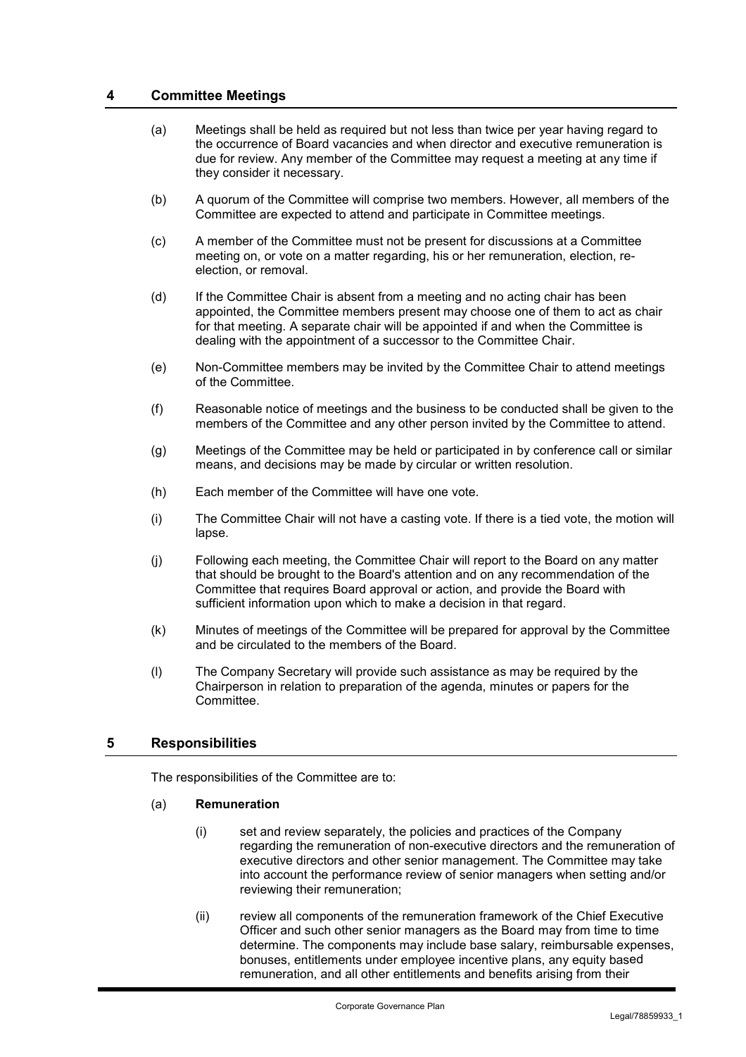## 4 Committee Meetings

(a) Meetings shall be held as required but not less than twice per year having regard to the occurrence of Board vacancies and when director and executive remuneration is due for review. Any member of the Committee may request a meeting at any time if they consider it necessary.

(b) A quorum of the Committee will comprise two members. However, all members of the Committee are expected to attend and participate in Committee meetings.

(c) A member of the Committee must not be present for discussions at a Committee meeting on, or vote on a matter regarding, his or her remuneration, election, re-election, or removal.

(d) If the Committee Chair is absent from a meeting and no acting chair has been appointed, the Committee members present may choose one of them to act as chair for that meeting. A separate chair will be appointed if and when the Committee is dealing with the appointment of a successor to the Committee Chair.

(e) Non-Committee members may be invited by the Committee Chair to attend meetings of the Committee.

(f) Reasonable notice of meetings and the business to be conducted shall be given to the members of the Committee and any other person invited by the Committee to attend.

(g) Meetings of the Committee may be held or participated in by conference call or similar means, and decisions may be made by circular or written resolution.

(h) Each member of the Committee will have one vote.

(i) The Committee Chair will not have a casting vote. If there is a tied vote, the motion will lapse.

(j) Following each meeting, the Committee Chair will report to the Board on any matter that should be brought to the Board's attention and on any recommendation of the Committee that requires Board approval or action, and provide the Board with sufficient information upon which to make a decision in that regard.

(k) Minutes of meetings of the Committee will be prepared for approval by the Committee and be circulated to the members of the Board.

(l) The Company Secretary will provide such assistance as may be required by the Chairperson in relation to preparation of the agenda, minutes or papers for the Committee.

## 5 Responsibilities

The responsibilities of the Committee are to:

(a) **Remuneration**

(i) set and review separately, the policies and practices of the Company regarding the remuneration of non-executive directors and the remuneration of executive directors and other senior management. The Committee may take into account the performance review of senior managers when setting and/or reviewing their remuneration;

(ii) review all components of the remuneration framework of the Chief Executive Officer and such other senior managers as the Board may from time to time determine. The components may include base salary, reimbursable expenses, bonuses, entitlements under employee incentive plans, any equity based remuneration, and all other entitlements and benefits arising from their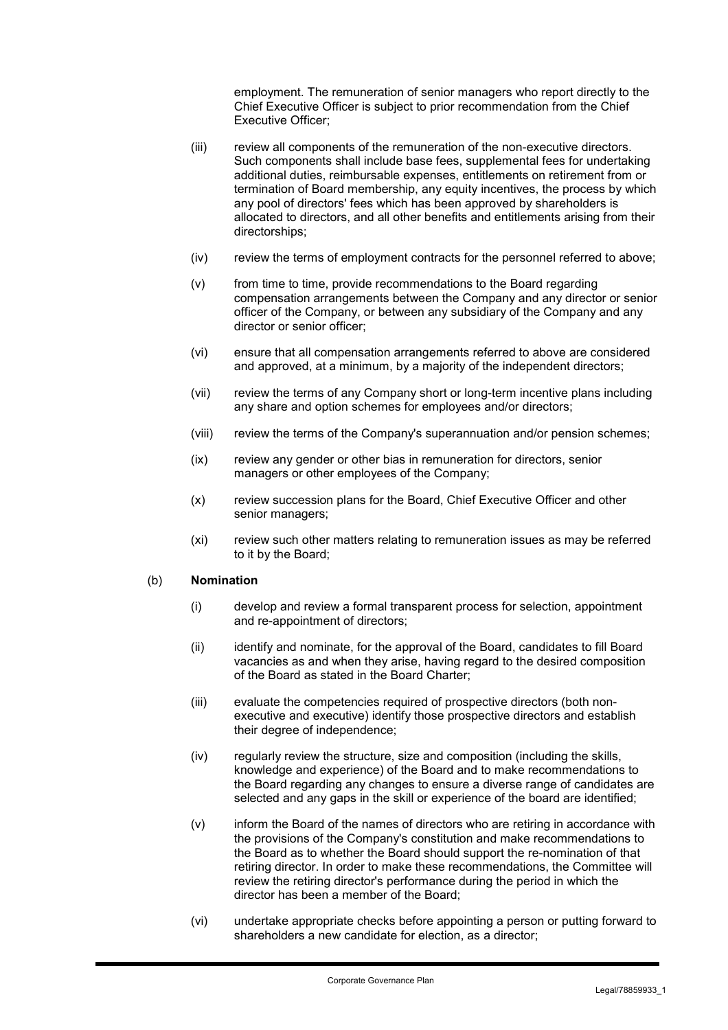employment. The remuneration of senior managers who report directly to the Chief Executive Officer is subject to prior recommendation from the Chief Executive Officer;

- (iii) review all components of the remuneration of the non-executive directors. Such components shall include base fees, supplemental fees for undertaking additional duties, reimbursable expenses, entitlements on retirement from or termination of Board membership, any equity incentives, the process by which any pool of directors' fees which has been approved by shareholders is allocated to directors, and all other benefits and entitlements arising from their directorships;
- (iv) review the terms of employment contracts for the personnel referred to above;
- (v) from time to time, provide recommendations to the Board regarding compensation arrangements between the Company and any director or senior officer of the Company, or between any subsidiary of the Company and any director or senior officer;
- (vi) ensure that all compensation arrangements referred to above are considered and approved, at a minimum, by a majority of the independent directors;
- (vii) review the terms of any Company short or long-term incentive plans including any share and option schemes for employees and/or directors;
- (viii) review the terms of the Company's superannuation and/or pension schemes;
- (ix) review any gender or other bias in remuneration for directors, senior managers or other employees of the Company;
- (x) review succession plans for the Board, Chief Executive Officer and other senior managers;
- (xi) review such other matters relating to remuneration issues as may be referred to it by the Board;

(b) **Nomination**

- (i) develop and review a formal transparent process for selection, appointment and re-appointment of directors;
- (ii) identify and nominate, for the approval of the Board, candidates to fill Board vacancies as and when they arise, having regard to the desired composition of the Board as stated in the Board Charter;
- (iii) evaluate the competencies required of prospective directors (both non-executive and executive) identify those prospective directors and establish their degree of independence;
- (iv) regularly review the structure, size and composition (including the skills, knowledge and experience) of the Board and to make recommendations to the Board regarding any changes to ensure a diverse range of candidates are selected and any gaps in the skill or experience of the board are identified;
- (v) inform the Board of the names of directors who are retiring in accordance with the provisions of the Company's constitution and make recommendations to the Board as to whether the Board should support the re-nomination of that retiring director. In order to make these recommendations, the Committee will review the retiring director's performance during the period in which the director has been a member of the Board;
- (vi) undertake appropriate checks before appointing a person or putting forward to shareholders a new candidate for election, as a director;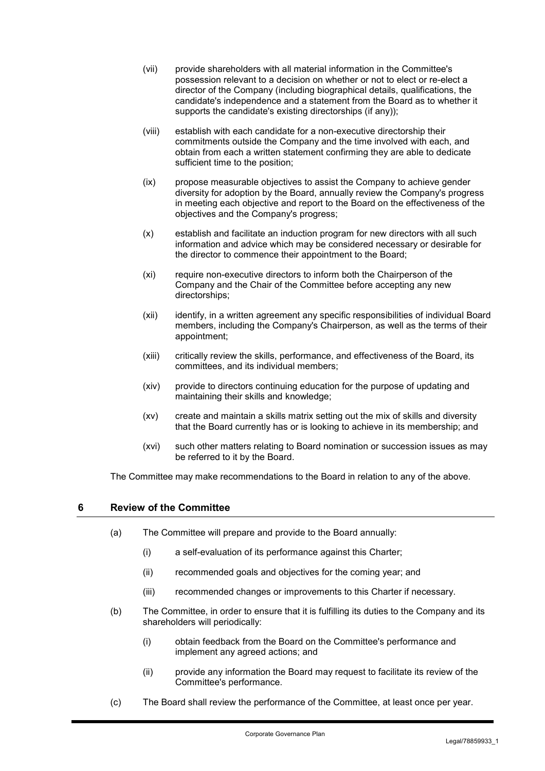(vii) provide shareholders with all material information in the Committee's possession relevant to a decision on whether or not to elect or re-elect a director of the Company (including biographical details, qualifications, the candidate's independence and a statement from the Board as to whether it supports the candidate's existing directorships (if any));

(viii) establish with each candidate for a non-executive directorship their commitments outside the Company and the time involved with each, and obtain from each a written statement confirming they are able to dedicate sufficient time to the position;

(ix) propose measurable objectives to assist the Company to achieve gender diversity for adoption by the Board, annually review the Company's progress in meeting each objective and report to the Board on the effectiveness of the objectives and the Company's progress;

(x) establish and facilitate an induction program for new directors with all such information and advice which may be considered necessary or desirable for the director to commence their appointment to the Board;

(xi) require non-executive directors to inform both the Chairperson of the Company and the Chair of the Committee before accepting any new directorships;

(xii) identify, in a written agreement any specific responsibilities of individual Board members, including the Company's Chairperson, as well as the terms of their appointment;

(xiii) critically review the skills, performance, and effectiveness of the Board, its committees, and its individual members;

(xiv) provide to directors continuing education for the purpose of updating and maintaining their skills and knowledge;

(xv) create and maintain a skills matrix setting out the mix of skills and diversity that the Board currently has or is looking to achieve in its membership; and

(xvi) such other matters relating to Board nomination or succession issues as may be referred to it by the Board.

The Committee may make recommendations to the Board in relation to any of the above.

## 6 Review of the Committee

(a) The Committee will prepare and provide to the Board annually:

(i) a self-evaluation of its performance against this Charter;

(ii) recommended goals and objectives for the coming year; and

(iii) recommended changes or improvements to this Charter if necessary.

(b) The Committee, in order to ensure that it is fulfilling its duties to the Company and its shareholders will periodically:

(i) obtain feedback from the Board on the Committee's performance and implement any agreed actions; and

(ii) provide any information the Board may request to facilitate its review of the Committee's performance.

(c) The Board shall review the performance of the Committee, at least once per year.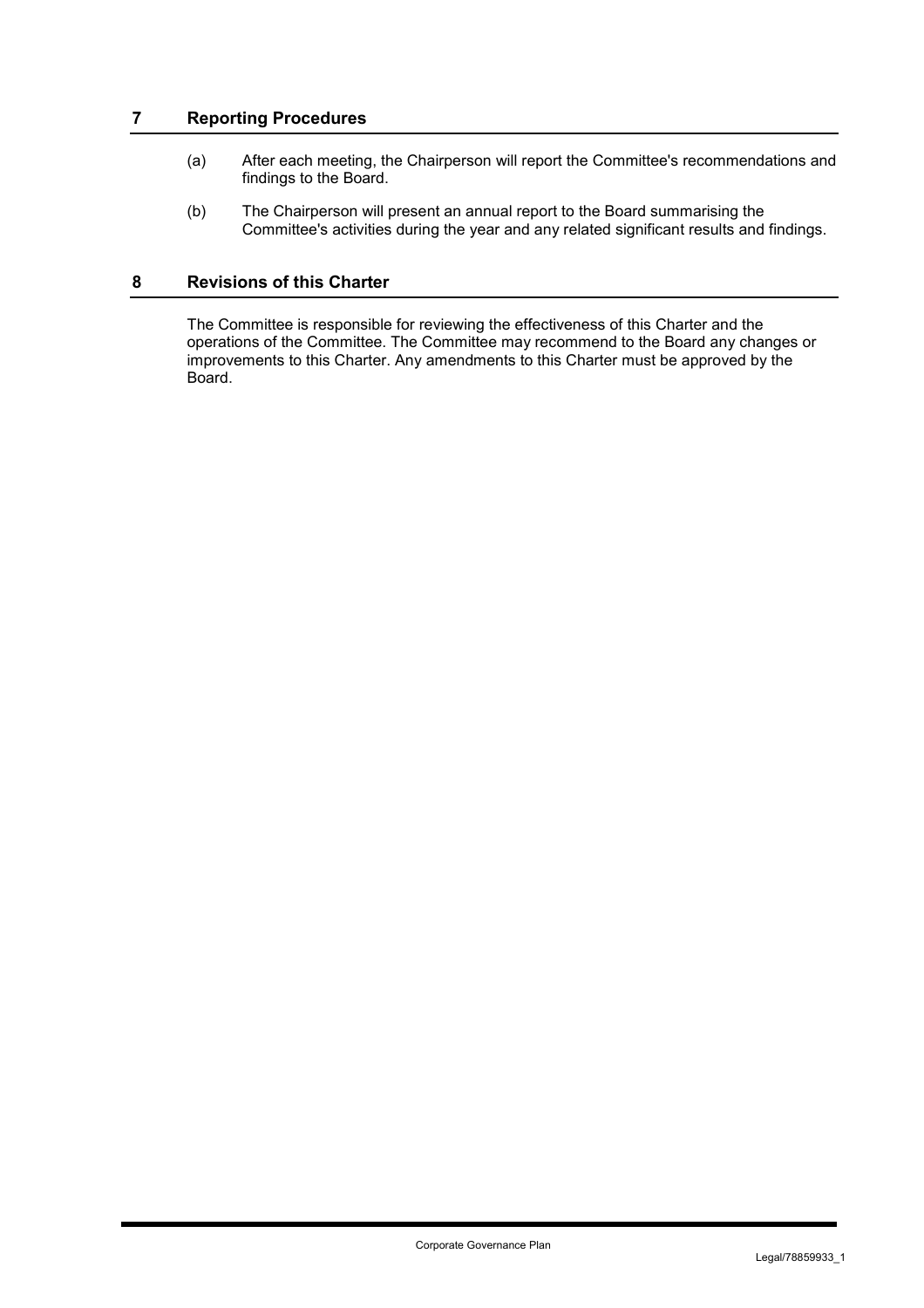## 7 Reporting Procedures

(a) After each meeting, the Chairperson will report the Committee's recommendations and findings to the Board.

(b) The Chairperson will present an annual report to the Board summarising the Committee's activities during the year and any related significant results and findings.

## 8 Revisions of this Charter

The Committee is responsible for reviewing the effectiveness of this Charter and the operations of the Committee. The Committee may recommend to the Board any changes or improvements to this Charter. Any amendments to this Charter must be approved by the Board.